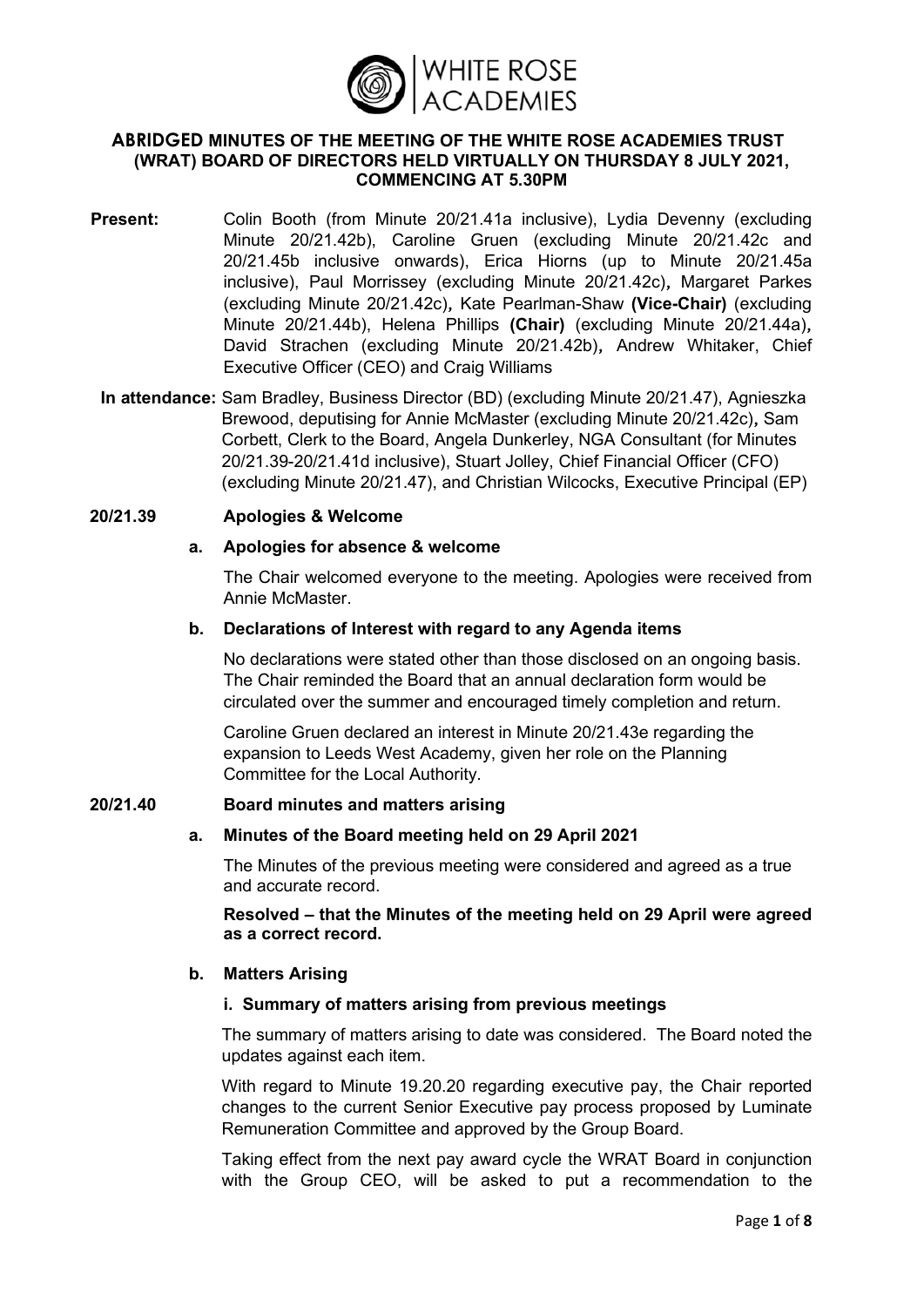# ABRIDGED MINUTES OF THE MEETING OF THE WHITE ROSE ACADEMIES TRUST (WRAT) BOARD OF DIRECTORS HELD VIRTUALLY ON THURSDAY 8 JULY 2021, COMMENCING AT 5.30PM

**Present:** Colin Booth (from Minute 20/21.41a inclusive), Lydia Devenny (excluding Minute 20/21.42b), Caroline Gruen (excluding Minute 20/21.42c and 20/21.45b inclusive onwards), Erica Hiorns (up to Minute 20/21.45a inclusive), Paul Morrissey (excluding Minute 20/21.42c)**,** Margaret Parkes (excluding Minute 20/21.42c)**,** Kate Pearlman-Shaw **(Vice-Chair)** (excluding Minute 20/21.44b), Helena Phillips **(Chair)** (excluding Minute 20/21.44a)**,** David Strachen (excluding Minute 20/21.42b)**,** Andrew Whitaker, Chief Executive Officer (CEO) and Craig Williams

**In attendance:** Sam Bradley, Business Director (BD) (excluding Minute 20/21.47), Agnieszka Brewood, deputising for Annie McMaster (excluding Minute 20/21.42c)**,** Sam Corbett, Clerk to the Board, Angela Dunkerley, NGA Consultant (for Minutes 20/21.39-20/21.41d inclusive), Stuart Jolley, Chief Financial Officer (CFO) (excluding Minute 20/21.47), and Christian Wilcocks, Executive Principal (EP)

## 20/21.39 Apologies & Welcome

### a. Apologies for absence & welcome

The Chair welcomed everyone to the meeting. Apologies were received from Annie McMaster.

### b. Declarations of Interest with regard to any Agenda items

No declarations were stated other than those disclosed on an ongoing basis. The Chair reminded the Board that an annual declaration form would be circulated over the summer and encouraged timely completion and return.

Caroline Gruen declared an interest in Minute 20/21.43e regarding the expansion to Leeds West Academy, given her role on the Planning Committee for the Local Authority.

## 20/21.40 Board minutes and matters arising

### a. Minutes of the Board meeting held on 29 April 2021

The Minutes of the previous meeting were considered and agreed as a true and accurate record.

**Resolved – that the Minutes of the meeting held on 29 April were agreed as a correct record.**

### b. Matters Arising

#### i. Summary of matters arising from previous meetings

The summary of matters arising to date was considered. The Board noted the updates against each item.

With regard to Minute 19.20.20 regarding executive pay, the Chair reported changes to the current Senior Executive pay process proposed by Luminate Remuneration Committee and approved by the Group Board.

Taking effect from the next pay award cycle the WRAT Board in conjunction with the Group CEO, will be asked to put a recommendation to the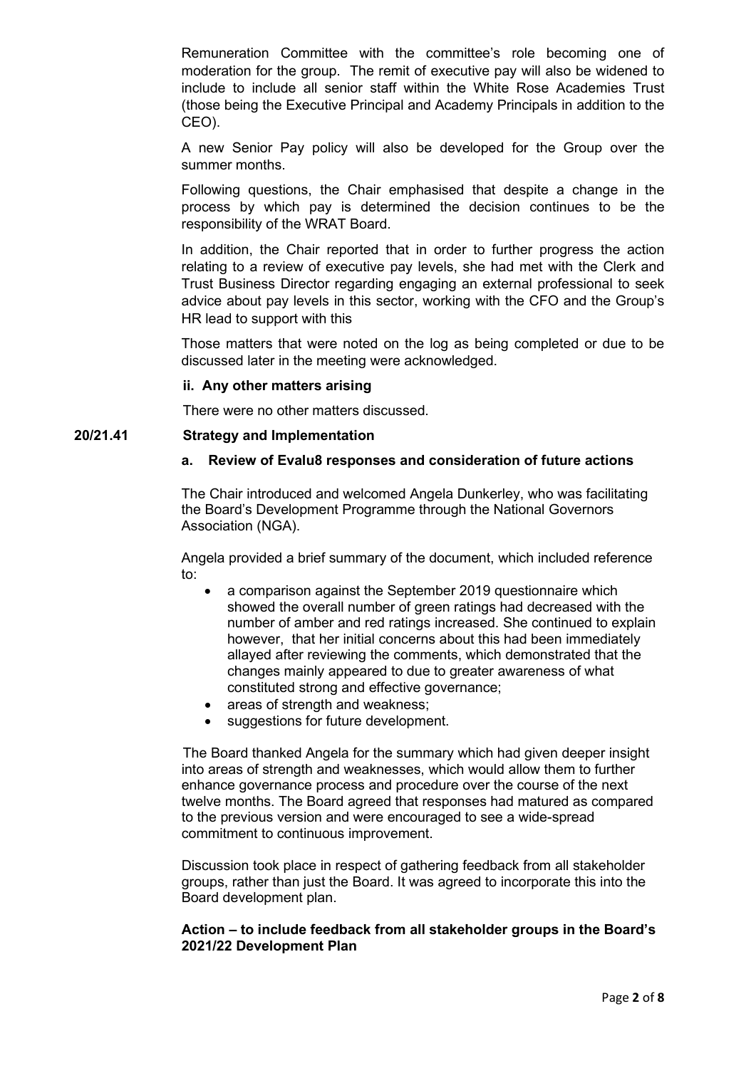Remuneration Committee with the committee's role becoming one of moderation for the group. The remit of executive pay will also be widened to include to include all senior staff within the White Rose Academies Trust (those being the Executive Principal and Academy Principals in addition to the CEO).

A new Senior Pay policy will also be developed for the Group over the summer months.

Following questions, the Chair emphasised that despite a change in the process by which pay is determined the decision continues to be the responsibility of the WRAT Board.

In addition, the Chair reported that in order to further progress the action relating to a review of executive pay levels, she had met with the Clerk and Trust Business Director regarding engaging an external professional to seek advice about pay levels in this sector, working with the CFO and the Group's HR lead to support with this

Those matters that were noted on the log as being completed or due to be discussed later in the meeting were acknowledged.

**ii. Any other matters arising**

There were no other matters discussed.

**20/21.41 Strategy and Implementation**

**a. Review of Evalu8 responses and consideration of future actions**

The Chair introduced and welcomed Angela Dunkerley, who was facilitating the Board's Development Programme through the National Governors Association (NGA).

Angela provided a brief summary of the document, which included reference to:

- a comparison against the September 2019 questionnaire which showed the overall number of green ratings had decreased with the number of amber and red ratings increased. She continued to explain however, that her initial concerns about this had been immediately allayed after reviewing the comments, which demonstrated that the changes mainly appeared to due to greater awareness of what constituted strong and effective governance;
- areas of strength and weakness;
- suggestions for future development.

The Board thanked Angela for the summary which had given deeper insight into areas of strength and weaknesses, which would allow them to further enhance governance process and procedure over the course of the next twelve months. The Board agreed that responses had matured as compared to the previous version and were encouraged to see a wide-spread commitment to continuous improvement.

Discussion took place in respect of gathering feedback from all stakeholder groups, rather than just the Board. It was agreed to incorporate this into the Board development plan.

**Action – to include feedback from all stakeholder groups in the Board's 2021/22 Development Plan**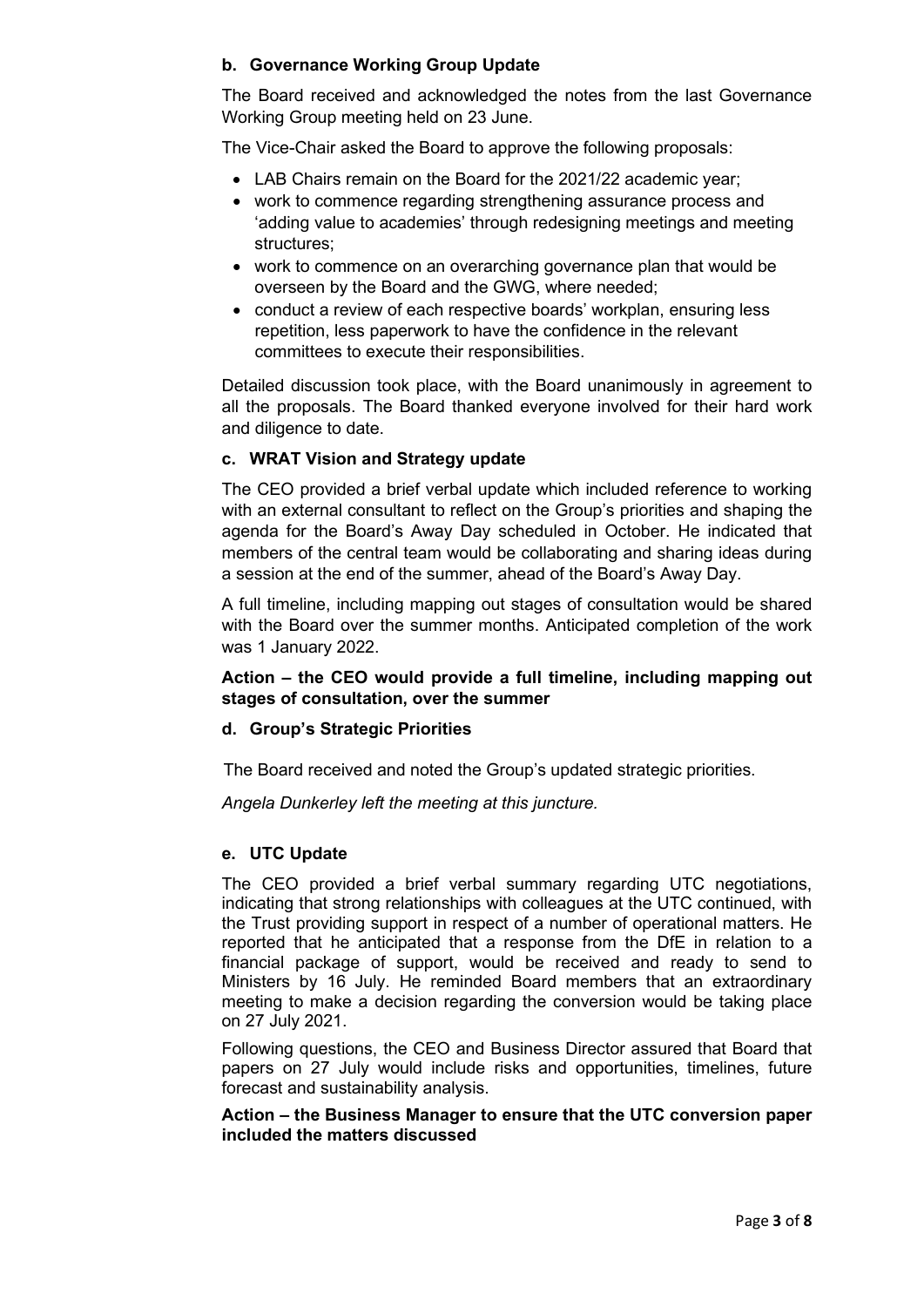### b. Governance Working Group Update

The Board received and acknowledged the notes from the last Governance Working Group meeting held on 23 June.

The Vice-Chair asked the Board to approve the following proposals:

- LAB Chairs remain on the Board for the 2021/22 academic year;
- work to commence regarding strengthening assurance process and 'adding value to academies' through redesigning meetings and meeting structures;
- work to commence on an overarching governance plan that would be overseen by the Board and the GWG, where needed;
- conduct a review of each respective boards' workplan, ensuring less repetition, less paperwork to have the confidence in the relevant committees to execute their responsibilities.

Detailed discussion took place, with the Board unanimously in agreement to all the proposals. The Board thanked everyone involved for their hard work and diligence to date.

### c. WRAT Vision and Strategy update

The CEO provided a brief verbal update which included reference to working with an external consultant to reflect on the Group's priorities and shaping the agenda for the Board's Away Day scheduled in October. He indicated that members of the central team would be collaborating and sharing ideas during a session at the end of the summer, ahead of the Board's Away Day.

A full timeline, including mapping out stages of consultation would be shared with the Board over the summer months. Anticipated completion of the work was 1 January 2022.

**Action – the CEO would provide a full timeline, including mapping out stages of consultation, over the summer**

### d. Group's Strategic Priorities

The Board received and noted the Group's updated strategic priorities.

*Angela Dunkerley left the meeting at this juncture.*

### e. UTC Update

The CEO provided a brief verbal summary regarding UTC negotiations, indicating that strong relationships with colleagues at the UTC continued, with the Trust providing support in respect of a number of operational matters. He reported that he anticipated that a response from the DfE in relation to a financial package of support, would be received and ready to send to Ministers by 16 July. He reminded Board members that an extraordinary meeting to make a decision regarding the conversion would be taking place on 27 July 2021.

Following questions, the CEO and Business Director assured that Board that papers on 27 July would include risks and opportunities, timelines, future forecast and sustainability analysis.

**Action – the Business Manager to ensure that the UTC conversion paper included the matters discussed**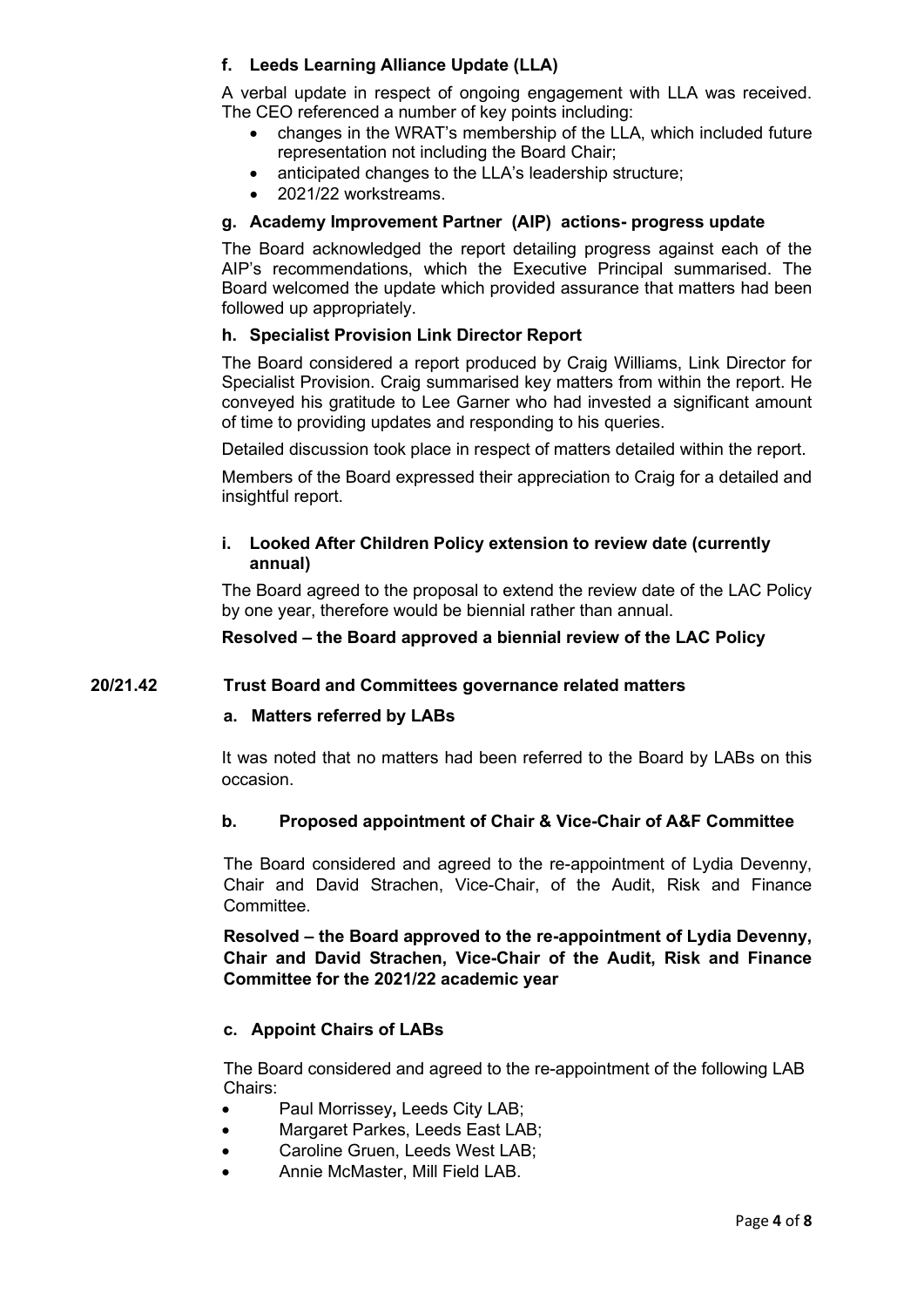### f. Leeds Learning Alliance Update (LLA)

A verbal update in respect of ongoing engagement with LLA was received. The CEO referenced a number of key points including:

- changes in the WRAT's membership of the LLA, which included future representation not including the Board Chair;
- anticipated changes to the LLA's leadership structure;
- 2021/22 workstreams.

### g. Academy Improvement Partner (AIP) actions- progress update

The Board acknowledged the report detailing progress against each of the AIP's recommendations, which the Executive Principal summarised. The Board welcomed the update which provided assurance that matters had been followed up appropriately.

### h. Specialist Provision Link Director Report

The Board considered a report produced by Craig Williams, Link Director for Specialist Provision. Craig summarised key matters from within the report. He conveyed his gratitude to Lee Garner who had invested a significant amount of time to providing updates and responding to his queries.

Detailed discussion took place in respect of matters detailed within the report.

Members of the Board expressed their appreciation to Craig for a detailed and insightful report.

### i. Looked After Children Policy extension to review date (currently annual)

The Board agreed to the proposal to extend the review date of the LAC Policy by one year, therefore would be biennial rather than annual.

**Resolved – the Board approved a biennial review of the LAC Policy**

## 20/21.42 Trust Board and Committees governance related matters

### a. Matters referred by LABs

It was noted that no matters had been referred to the Board by LABs on this occasion.

### b. Proposed appointment of Chair & Vice-Chair of A&F Committee

The Board considered and agreed to the re-appointment of Lydia Devenny, Chair and David Strachen, Vice-Chair, of the Audit, Risk and Finance Committee.

**Resolved – the Board approved to the re-appointment of Lydia Devenny, Chair and David Strachen, Vice-Chair of the Audit, Risk and Finance Committee for the 2021/22 academic year**

### c. Appoint Chairs of LABs

The Board considered and agreed to the re-appointment of the following LAB Chairs:

- Paul Morrissey, Leeds City LAB;
- Margaret Parkes, Leeds East LAB;
- Caroline Gruen, Leeds West LAB;
- Annie McMaster, Mill Field LAB.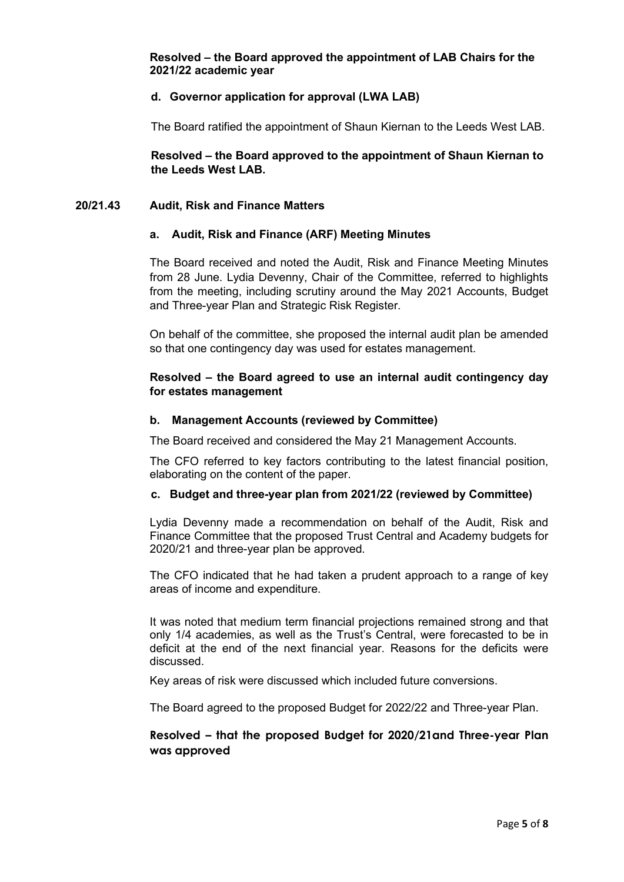**Resolved – the Board approved the appointment of LAB Chairs for the 2021/22 academic year**

**d. Governor application for approval (LWA LAB)**

The Board ratified the appointment of Shaun Kiernan to the Leeds West LAB.

**Resolved – the Board approved to the appointment of Shaun Kiernan to the Leeds West LAB.**

## 20/21.43 Audit, Risk and Finance Matters

**a. Audit, Risk and Finance (ARF) Meeting Minutes**

The Board received and noted the Audit, Risk and Finance Meeting Minutes from 28 June. Lydia Devenny, Chair of the Committee, referred to highlights from the meeting, including scrutiny around the May 2021 Accounts, Budget and Three-year Plan and Strategic Risk Register.

On behalf of the committee, she proposed the internal audit plan be amended so that one contingency day was used for estates management.

**Resolved – the Board agreed to use an internal audit contingency day for estates management**

**b. Management Accounts (reviewed by Committee)**

The Board received and considered the May 21 Management Accounts.

The CFO referred to key factors contributing to the latest financial position, elaborating on the content of the paper.

**c. Budget and three-year plan from 2021/22 (reviewed by Committee)**

Lydia Devenny made a recommendation on behalf of the Audit, Risk and Finance Committee that the proposed Trust Central and Academy budgets for 2020/21 and three-year plan be approved.

The CFO indicated that he had taken a prudent approach to a range of key areas of income and expenditure.

It was noted that medium term financial projections remained strong and that only 1/4 academies, as well as the Trust's Central, were forecasted to be in deficit at the end of the next financial year. Reasons for the deficits were discussed.

Key areas of risk were discussed which included future conversions.

The Board agreed to the proposed Budget for 2022/22 and Three-year Plan.

**Resolved – that the proposed Budget for 2020/21and Three-year Plan was approved**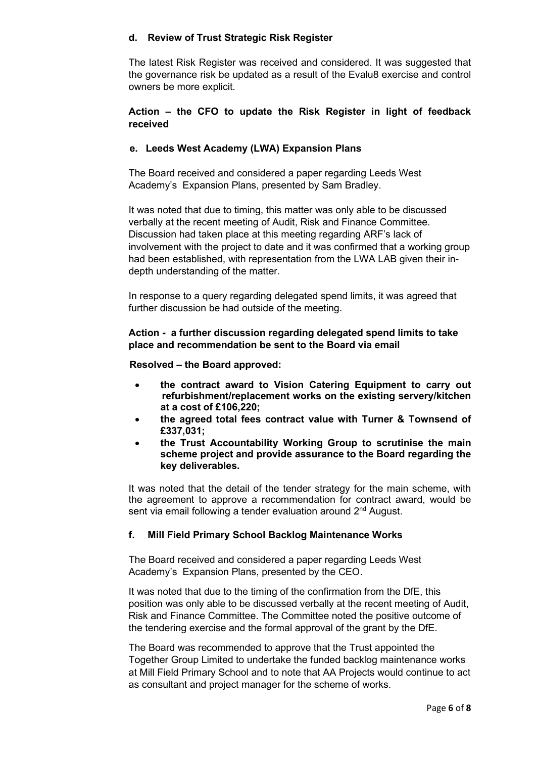### d. Review of Trust Strategic Risk Register

The latest Risk Register was received and considered. It was suggested that the governance risk be updated as a result of the Evalu8 exercise and control owners be more explicit.

**Action – the CFO to update the Risk Register in light of feedback received**

### e. Leeds West Academy (LWA) Expansion Plans

The Board received and considered a paper regarding Leeds West Academy's Expansion Plans, presented by Sam Bradley.

It was noted that due to timing, this matter was only able to be discussed verbally at the recent meeting of Audit, Risk and Finance Committee. Discussion had taken place at this meeting regarding ARF's lack of involvement with the project to date and it was confirmed that a working group had been established, with representation from the LWA LAB given their in-depth understanding of the matter.

In response to a query regarding delegated spend limits, it was agreed that further discussion be had outside of the meeting.

**Action - a further discussion regarding delegated spend limits to take place and recommendation be sent to the Board via email**

**Resolved – the Board approved:**

- **the contract award to Vision Catering Equipment to carry out refurbishment/replacement works on the existing servery/kitchen at a cost of £106,220;**
- **the agreed total fees contract value with Turner & Townsend of £337,031;**
- **the Trust Accountability Working Group to scrutinise the main scheme project and provide assurance to the Board regarding the key deliverables.**

It was noted that the detail of the tender strategy for the main scheme, with the agreement to approve a recommendation for contract award, would be sent via email following a tender evaluation around 2nd August.

### f. Mill Field Primary School Backlog Maintenance Works

The Board received and considered a paper regarding Leeds West Academy's Expansion Plans, presented by the CEO.

It was noted that due to the timing of the confirmation from the DfE, this position was only able to be discussed verbally at the recent meeting of Audit, Risk and Finance Committee. The Committee noted the positive outcome of the tendering exercise and the formal approval of the grant by the DfE.

The Board was recommended to approve that the Trust appointed the Together Group Limited to undertake the funded backlog maintenance works at Mill Field Primary School and to note that AA Projects would continue to act as consultant and project manager for the scheme of works.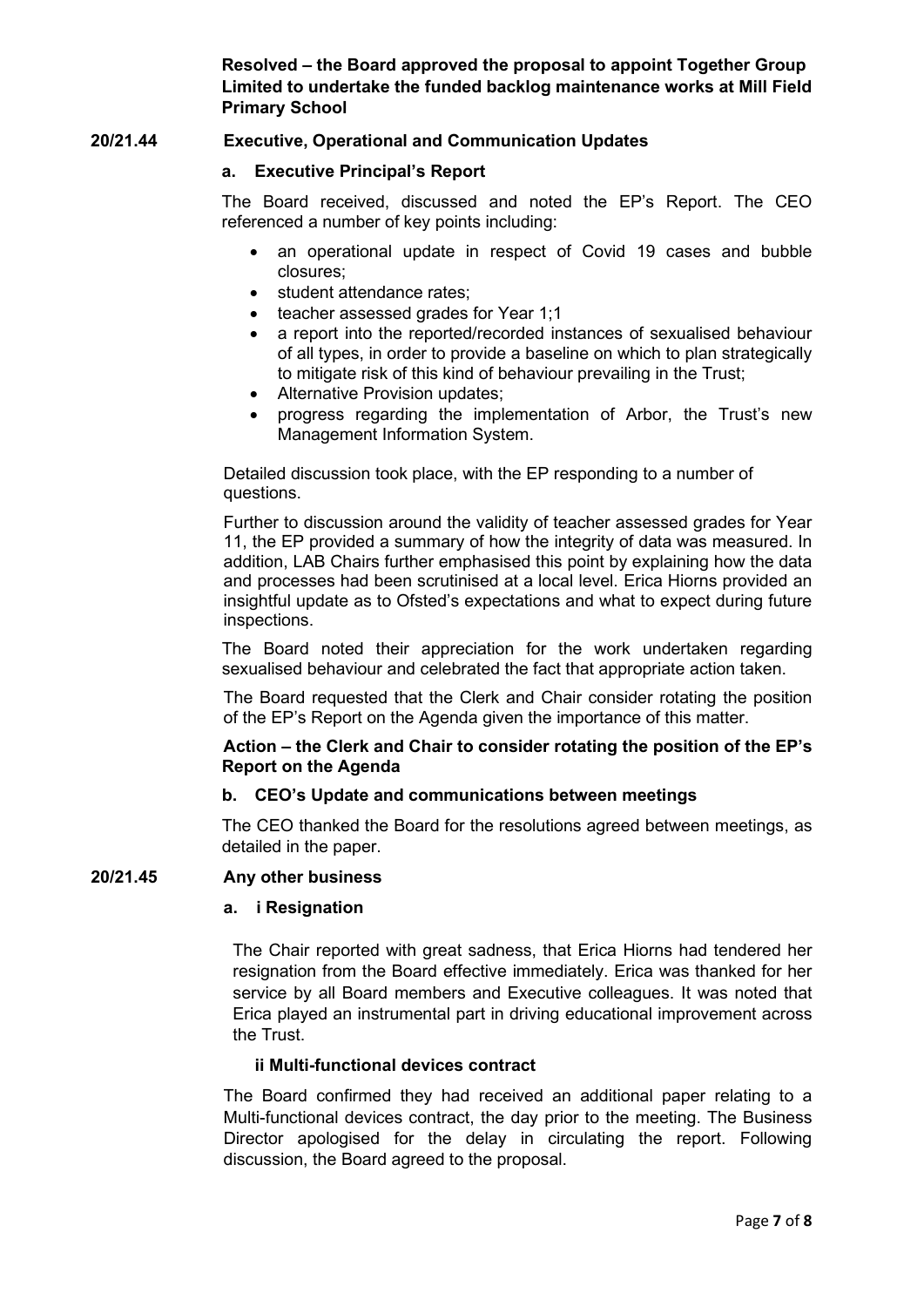**Resolved – the Board approved the proposal to appoint Together Group Limited to undertake the funded backlog maintenance works at Mill Field Primary School**

**20/21.44 Executive, Operational and Communication Updates**

**a. Executive Principal's Report**

The Board received, discussed and noted the EP's Report. The CEO referenced a number of key points including:

- an operational update in respect of Covid 19 cases and bubble closures;
- student attendance rates;
- teacher assessed grades for Year 1;1
- a report into the reported/recorded instances of sexualised behaviour of all types, in order to provide a baseline on which to plan strategically to mitigate risk of this kind of behaviour prevailing in the Trust;
- Alternative Provision updates;
- progress regarding the implementation of Arbor, the Trust's new Management Information System.

Detailed discussion took place, with the EP responding to a number of questions.

Further to discussion around the validity of teacher assessed grades for Year 11, the EP provided a summary of how the integrity of data was measured. In addition, LAB Chairs further emphasised this point by explaining how the data and processes had been scrutinised at a local level. Erica Hiorns provided an insightful update as to Ofsted's expectations and what to expect during future inspections.

The Board noted their appreciation for the work undertaken regarding sexualised behaviour and celebrated the fact that appropriate action taken.

The Board requested that the Clerk and Chair consider rotating the position of the EP's Report on the Agenda given the importance of this matter.

**Action – the Clerk and Chair to consider rotating the position of the EP's Report on the Agenda**

**b. CEO's Update and communications between meetings**

The CEO thanked the Board for the resolutions agreed between meetings, as detailed in the paper.

**20/21.45 Any other business**

**a. i Resignation**

The Chair reported with great sadness, that Erica Hiorns had tendered her resignation from the Board effective immediately. Erica was thanked for her service by all Board members and Executive colleagues. It was noted that Erica played an instrumental part in driving educational improvement across the Trust.

**ii Multi-functional devices contract**

The Board confirmed they had received an additional paper relating to a Multi-functional devices contract, the day prior to the meeting. The Business Director apologised for the delay in circulating the report. Following discussion, the Board agreed to the proposal.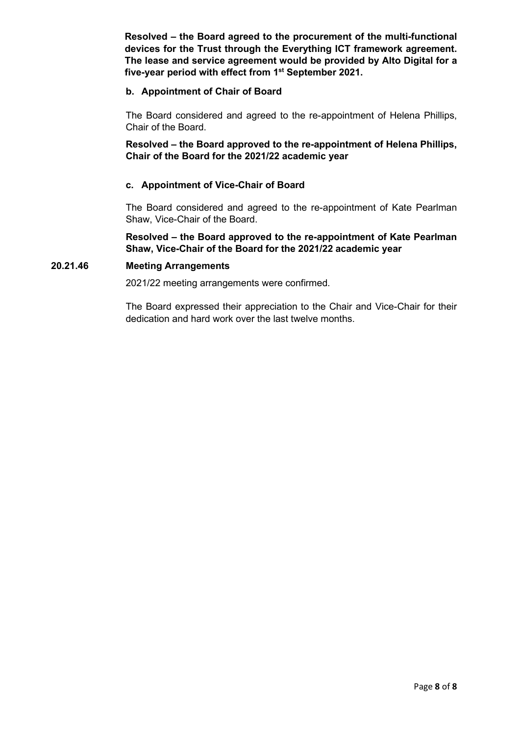**Resolved – the Board agreed to the procurement of the multi-functional devices for the Trust through the Everything ICT framework agreement. The lease and service agreement would be provided by Alto Digital for a five-year period with effect from 1st September 2021.**

**b. Appointment of Chair of Board**

The Board considered and agreed to the re-appointment of Helena Phillips, Chair of the Board.

**Resolved – the Board approved to the re-appointment of Helena Phillips, Chair of the Board for the 2021/22 academic year**

**c. Appointment of Vice-Chair of Board**

The Board considered and agreed to the re-appointment of Kate Pearlman Shaw, Vice-Chair of the Board.

**Resolved – the Board approved to the re-appointment of Kate Pearlman Shaw, Vice-Chair of the Board for the 2021/22 academic year**

**20.21.46 Meeting Arrangements**

2021/22 meeting arrangements were confirmed.

The Board expressed their appreciation to the Chair and Vice-Chair for their dedication and hard work over the last twelve months.